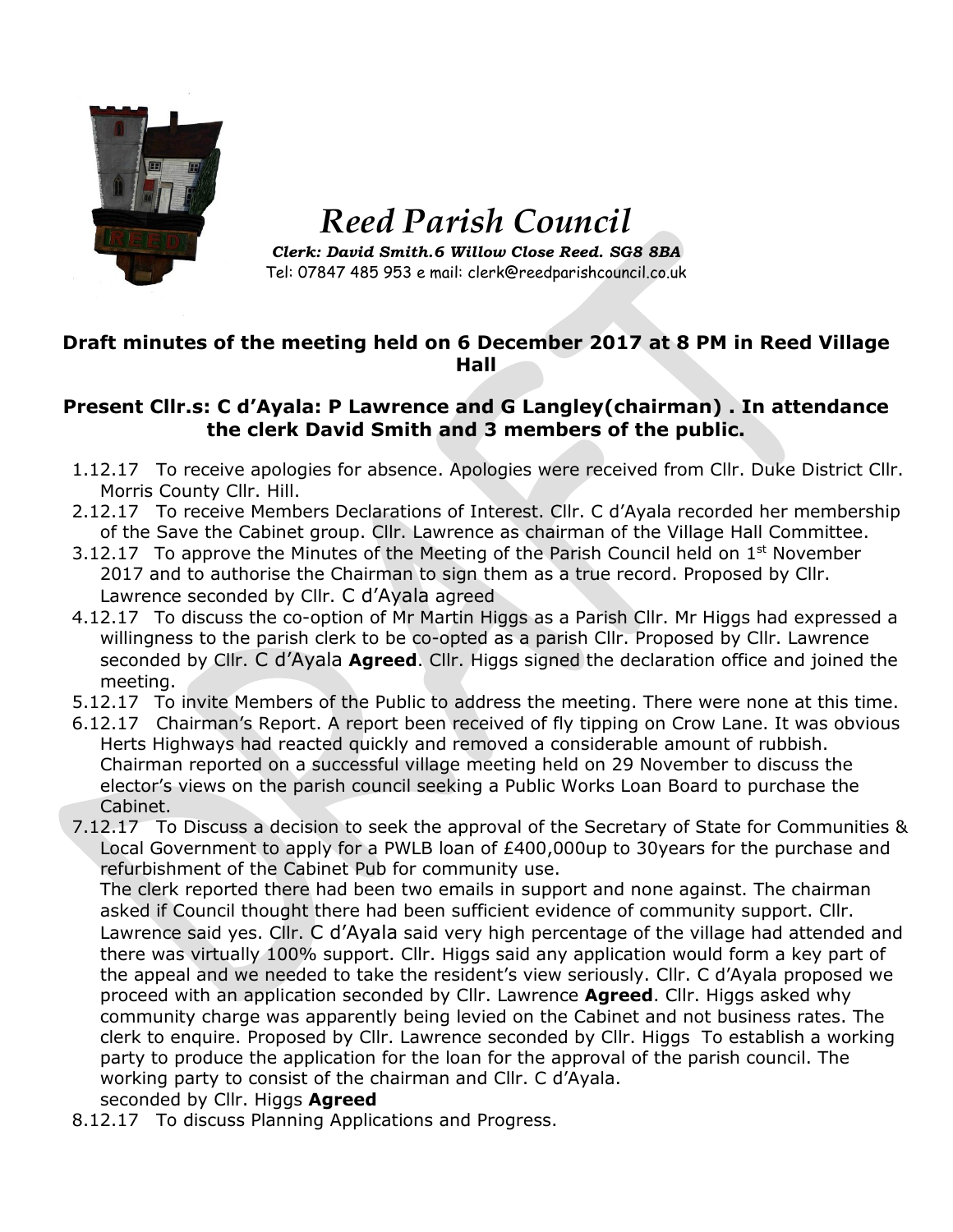# *Reed Parish Council*

***Clerk: David Smith.6 Willow Close Reed. SG8 8BA***
Tel: 07847 485 953 e mail: clerk@reedparishcouncil.co.uk

## Draft minutes of the meeting held on 6 December 2017 at 8 PM in Reed Village Hall

### Present Cllr.s: C d'Ayala: P Lawrence and G Langley(chairman) . In attendance the clerk David Smith and 3 members of the public.

1.12.17 To receive apologies for absence. Apologies were received from Cllr. Duke District Cllr. Morris County Cllr. Hill.

2.12.17 To receive Members Declarations of Interest. Cllr. C d'Ayala recorded her membership of the Save the Cabinet group. Cllr. Lawrence as chairman of the Village Hall Committee.

3.12.17 To approve the Minutes of the Meeting of the Parish Council held on 1st November 2017 and to authorise the Chairman to sign them as a true record. Proposed by Cllr. Lawrence seconded by Cllr. C d'Ayala agreed

4.12.17 To discuss the co-option of Mr Martin Higgs as a Parish Cllr. Mr Higgs had expressed a willingness to the parish clerk to be co-opted as a parish Cllr. Proposed by Cllr. Lawrence seconded by Cllr. C d'Ayala **Agreed**. Cllr. Higgs signed the declaration office and joined the meeting.

5.12.17 To invite Members of the Public to address the meeting. There were none at this time.

6.12.17 Chairman's Report. A report been received of fly tipping on Crow Lane. It was obvious Herts Highways had reacted quickly and removed a considerable amount of rubbish. Chairman reported on a successful village meeting held on 29 November to discuss the elector's views on the parish council seeking a Public Works Loan Board to purchase the Cabinet.

7.12.17 To Discuss a decision to seek the approval of the Secretary of State for Communities & Local Government to apply for a PWLB loan of £400,000up to 30years for the purchase and refurbishment of the Cabinet Pub for community use.
The clerk reported there had been two emails in support and none against. The chairman asked if Council thought there had been sufficient evidence of community support. Cllr. Lawrence said yes. Cllr. C d'Ayala said very high percentage of the village had attended and there was virtually 100% support. Cllr. Higgs said any application would form a key part of the appeal and we needed to take the resident's view seriously. Cllr. C d'Ayala proposed we proceed with an application seconded by Cllr. Lawrence **Agreed**. Cllr. Higgs asked why community charge was apparently being levied on the Cabinet and not business rates. The clerk to enquire. Proposed by Cllr. Lawrence seconded by Cllr. Higgs To establish a working party to produce the application for the loan for the approval of the parish council. The working party to consist of the chairman and Cllr. C d'Ayala.
seconded by Cllr. Higgs **Agreed**

8.12.17 To discuss Planning Applications and Progress.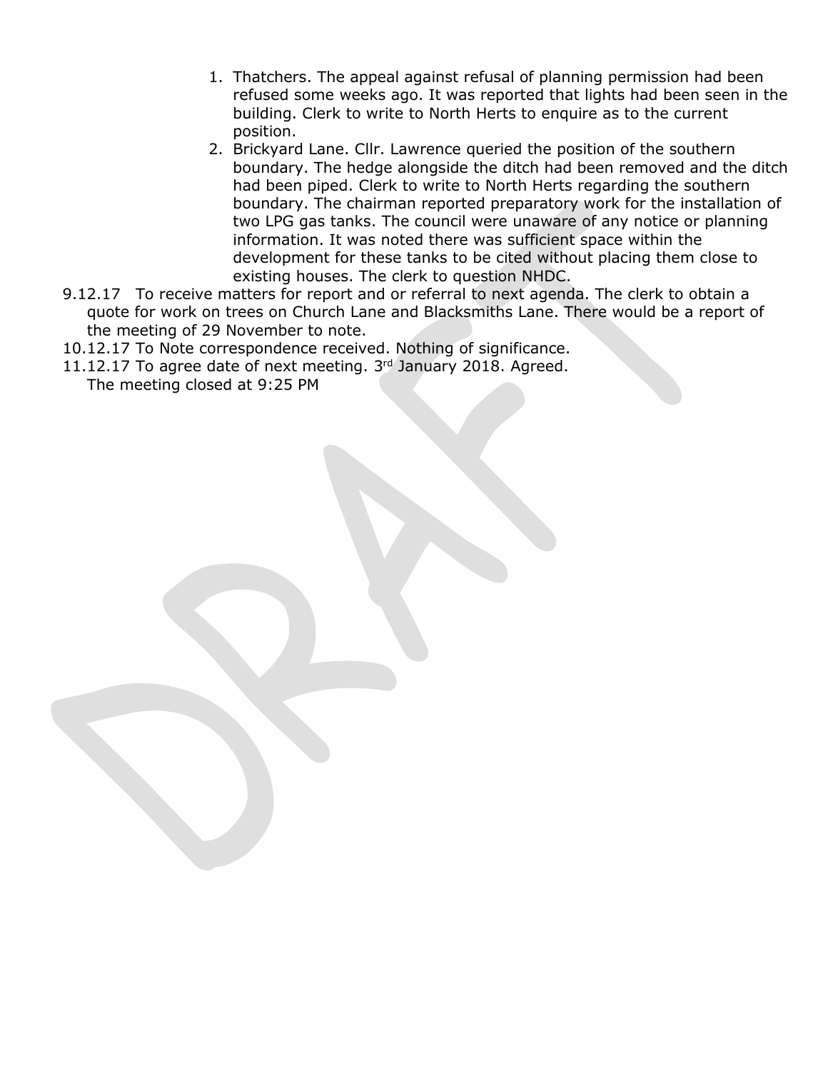1. Thatchers. The appeal against refusal of planning permission had been refused some weeks ago. It was reported that lights had been seen in the building. Clerk to write to North Herts to enquire as to the current position.
2. Brickyard Lane. Cllr. Lawrence queried the position of the southern boundary. The hedge alongside the ditch had been removed and the ditch had been piped. Clerk to write to North Herts regarding the southern boundary. The chairman reported preparatory work for the installation of two LPG gas tanks. The council were unaware of any notice or planning information. It was noted there was sufficient space within the development for these tanks to be cited without placing them close to existing houses. The clerk to question NHDC.

9.12.17 To receive matters for report and or referral to next agenda. The clerk to obtain a quote for work on trees on Church Lane and Blacksmiths Lane. There would be a report of the meeting of 29 November to note.

10.12.17 To Note correspondence received. Nothing of significance.

11.12.17 To agree date of next meeting. 3rd January 2018. Agreed.

The meeting closed at 9:25 PM